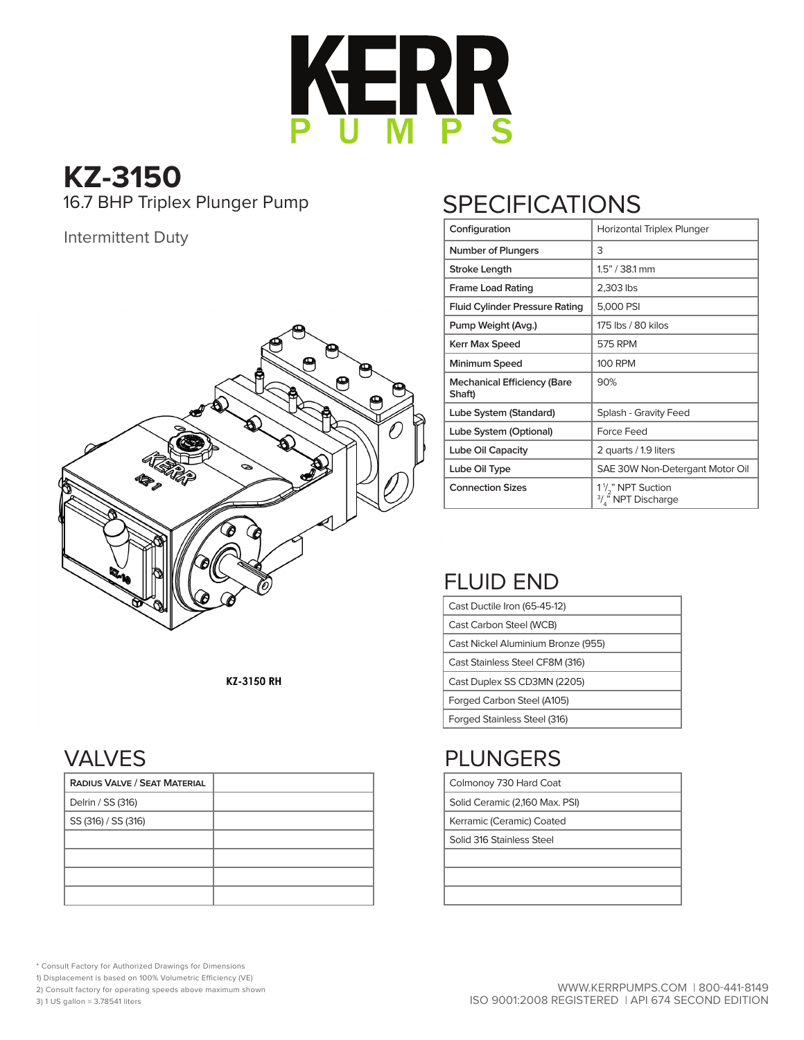# KERR PUMPS

## KZ-3150

16.7 BHP Triplex Plunger Pump

Intermittent Duty

KZ-3150 RH

## SPECIFICATIONS

| Configuration | Horizontal Triplex Plunger |
|---|---|
| Number of Plungers | 3 |
| Stroke Length | 1.5" / 38.1 mm |
| Frame Load Rating | 2,303 lbs |
| Fluid Cylinder Pressure Rating | 5,000 PSI |
| Pump Weight (Avg.) | 175 lbs / 80 kilos |
| Kerr Max Speed | 575 RPM |
| Minimum Speed | 100 RPM |
| Mechanical Efficiency (Bare Shaft) | 90% |
| Lube System (Standard) | Splash - Gravity Feed |
| Lube System (Optional) | Force Feed |
| Lube Oil Capacity | 2 quarts / 1.9 liters |
| Lube Oil Type | SAE 30W Non-Detergant Motor Oil |
| Connection Sizes | 1 1/2" NPT Suction<br>3/4" NPT Discharge |

## FLUID END

| |
|---|
| Cast Ductile Iron (65-45-12) |
| Cast Carbon Steel (WCB) |
| Cast Nickel Aluminium Bronze (955) |
| Cast Stainless Steel CF8M (316) |
| Cast Duplex SS CD3MN (2205) |
| Forged Carbon Steel (A105) |
| Forged Stainless Steel (316) |

## VALVES

| Radius Valve / Seat Material | |
|---|---|
| Delrin / SS (316) | |
| SS (316) / SS (316) | |
| | |
| | |
| | |
| | |

## PLUNGERS

| |
|---|
| Colmonoy 730 Hard Coat |
| Solid Ceramic (2,160 Max. PSI) |
| Kerramic (Ceramic) Coated |
| Solid 316 Stainless Steel |
| |
| |
| |

\* Consult Factory for Authorized Drawings for Dimensions
1) Displacement is based on 100% Volumetric Efficiency (VE)
2) Consult factory for operating speeds above maximum shown
3) 1 US gallon = 3.78541 liters

WWW.KERRPUMPS.COM | 800-441-8149
ISO 9001:2008 REGISTERED | API 674 SECOND EDITION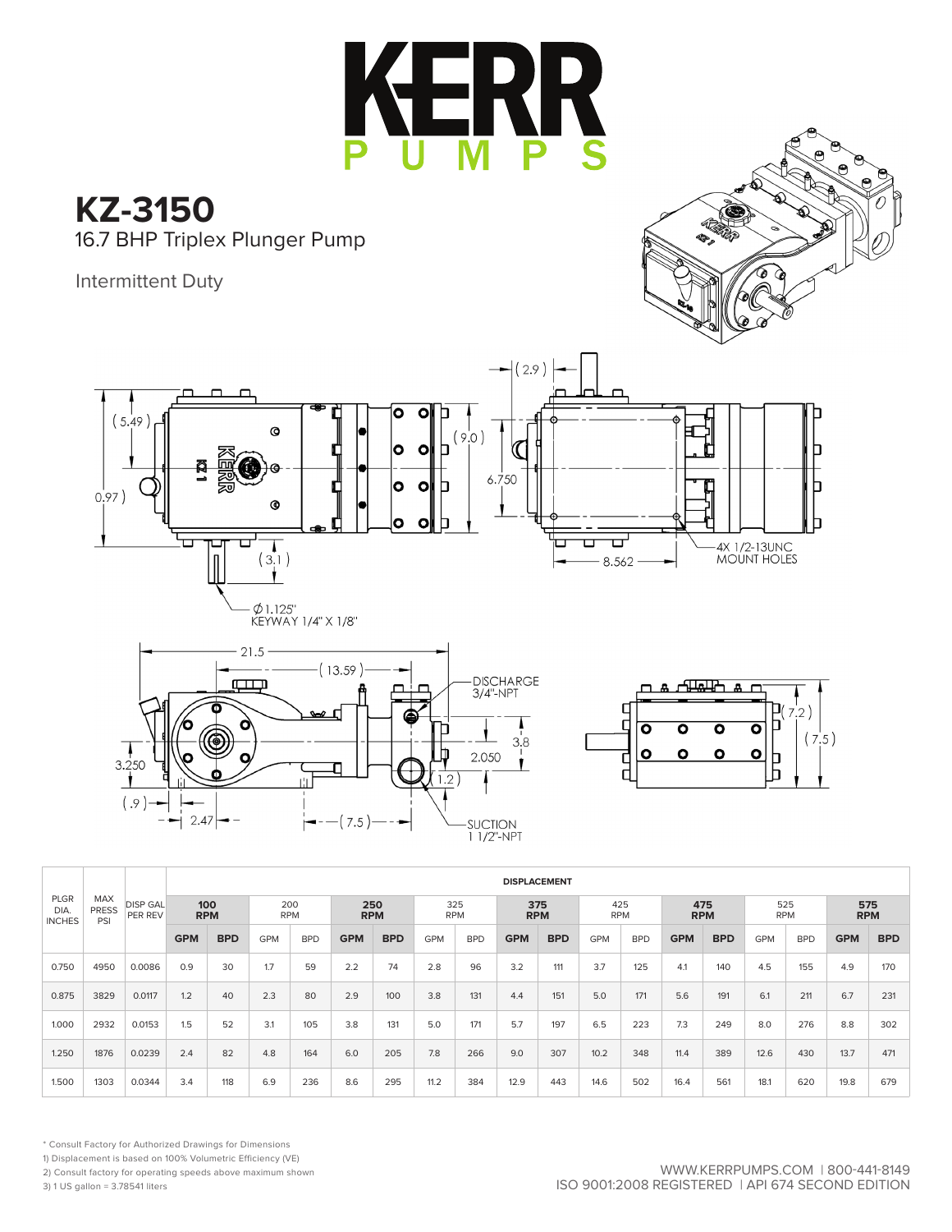# KZ-3150

16.7 BHP Triplex Plunger Pump

Intermittent Duty

(5.49)
0.97
(3.1)
Ø 1.125"
KEYWAY 1/4" X 1/8"
(9.0)
(2.9)
6.750
8.562
4X 1/2-13UNC
MOUNT HOLES
21.5
(13.59)
DISCHARGE
3/4"-NPT
3.8
2.050
(1.2)
3.250
(.9)
2.47
(7.5)
SUCTION
1 1/2"-NPT
(7.2)
(7.5)

| PLGR DIA. INCHES | MAX PRESS PSI | DISP GAL PER REV | DISPLACEMENT | | | | | | | | | | | | | | | | | |
|---|---|---|---|---|---|---|---|---|---|---|---|---|---|---|---|---|---|---|---|---|
| | | | **100 RPM** | | 200 RPM | | **250 RPM** | | 325 RPM | | **375 RPM** | | 425 RPM | | **475 RPM** | | 525 RPM | | **575 RPM** | |
| | | | **GPM** | **BPD** | GPM | BPD | **GPM** | **BPD** | GPM | BPD | **GPM** | **BPD** | GPM | BPD | **GPM** | **BPD** | GPM | BPD | **GPM** | **BPD** |
| 0.750 | 4950 | 0.0086 | 0.9 | 30 | 1.7 | 59 | 2.2 | 74 | 2.8 | 96 | 3.2 | 111 | 3.7 | 125 | 4.1 | 140 | 4.5 | 155 | 4.9 | 170 |
| 0.875 | 3829 | 0.0117 | 1.2 | 40 | 2.3 | 80 | 2.9 | 100 | 3.8 | 131 | 4.4 | 151 | 5.0 | 171 | 5.6 | 191 | 6.1 | 211 | 6.7 | 231 |
| 1.000 | 2932 | 0.0153 | 1.5 | 52 | 3.1 | 105 | 3.8 | 131 | 5.0 | 171 | 5.7 | 197 | 6.5 | 223 | 7.3 | 249 | 8.0 | 276 | 8.8 | 302 |
| 1.250 | 1876 | 0.0239 | 2.4 | 82 | 4.8 | 164 | 6.0 | 205 | 7.8 | 266 | 9.0 | 307 | 10.2 | 348 | 11.4 | 389 | 12.6 | 430 | 13.7 | 471 |
| 1.500 | 1303 | 0.0344 | 3.4 | 118 | 6.9 | 236 | 8.6 | 295 | 11.2 | 384 | 12.9 | 443 | 14.6 | 502 | 16.4 | 561 | 18.1 | 620 | 19.8 | 679 |

\* Consult Factory for Authorized Drawings for Dimensions

1) Displacement is based on 100% Volumetric Efficiency (VE)

2) Consult factory for operating speeds above maximum shown

3) 1 US gallon = 3.78541 liters

WWW.KERRPUMPS.COM | 800-441-8149

ISO 9001:2008 REGISTERED | API 674 SECOND EDITION